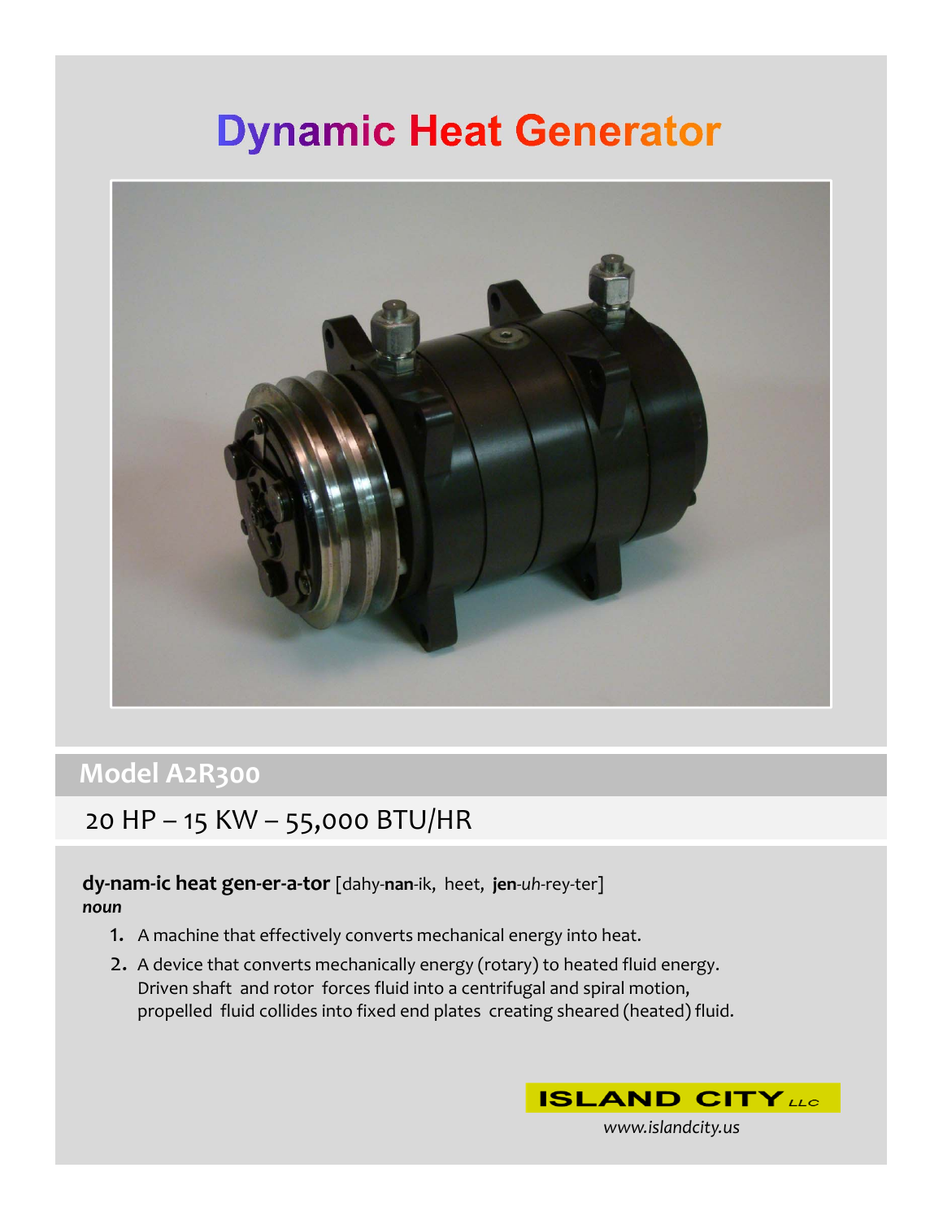# Dynamic Heat Generator

## Model A2R300

20 HP – 15 KW – 55,000 BTU/HR

**dy-nam-ic heat gen-er-a-tor** [dahy-**nan**-ik, heet, **jen**-*uh*-rey-ter]
***noun***

1. A machine that effectively converts mechanical energy into heat.
2. A device that converts mechanically energy (rotary) to heated fluid energy. Driven shaft and rotor forces fluid into a centrifugal and spiral motion, propelled fluid collides into fixed end plates creating sheared (heated) fluid.

**ISLAND CITY** *LLC*

*www.islandcity.us*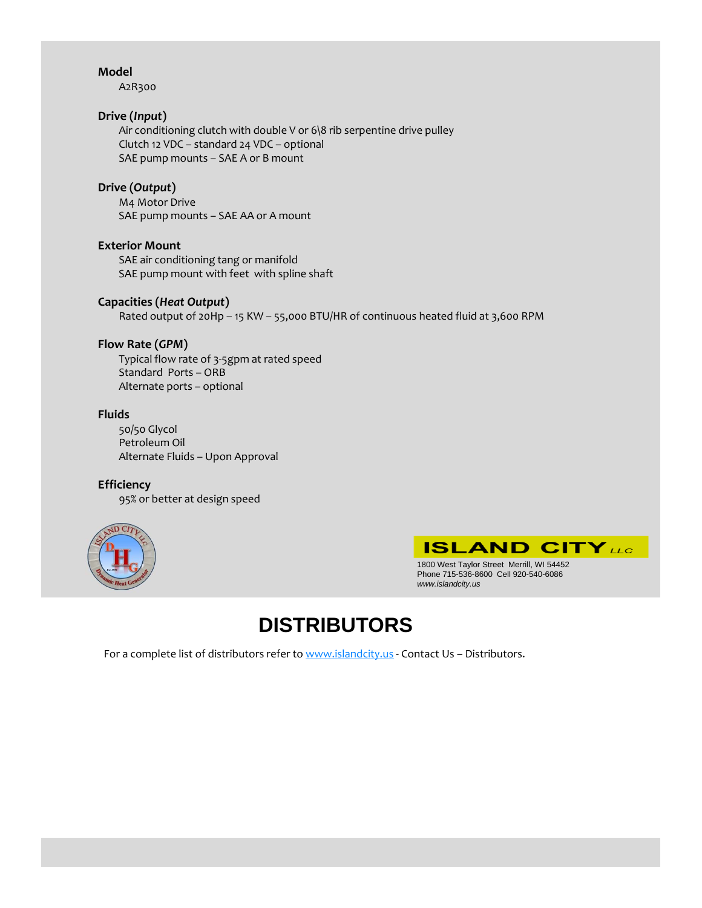**Model**

A2R300

**Drive (*Input*)**

Air conditioning clutch with double V or 6\8 rib serpentine drive pulley
Clutch 12 VDC – standard 24 VDC – optional
SAE pump mounts – SAE A or B mount

**Drive (*Output*)**

M4 Motor Drive
SAE pump mounts – SAE AA or A mount

**Exterior Mount**

SAE air conditioning tang or manifold
SAE pump mount with feet with spline shaft

**Capacities (*Heat Output*)**

Rated output of 20Hp – 15 KW – 55,000 BTU/HR of continuous heated fluid at 3,600 RPM

**Flow Rate (*GPM*)**

Typical flow rate of 3-5gpm at rated speed
Standard Ports – ORB
Alternate ports – optional

**Fluids**

50/50 Glycol
Petroleum Oil
Alternate Fluids – Upon Approval

**Efficiency**

95% or better at design speed

ISLAND CITY LLC
1800 West Taylor Street Merrill, WI 54452
Phone 715-536-8600 Cell 920-540-6086
*www.islandcity.us*

# DISTRIBUTORS

For a complete list of distributors refer to www.islandcity.us - Contact Us – Distributors.